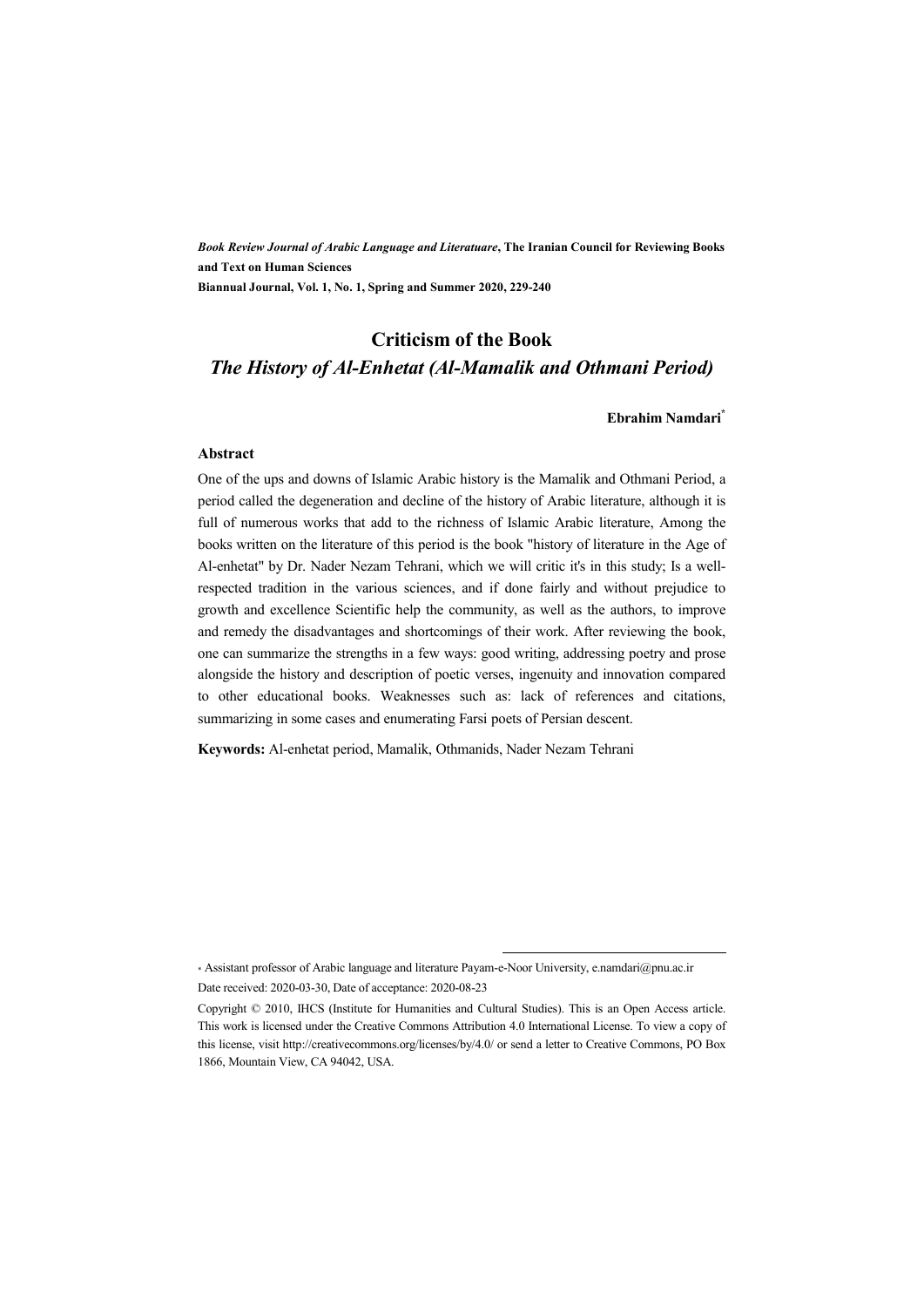***Book Review Journal of Arabic Language and Literatuare*, The Iranian Council for Reviewing Books and Text on Human Sciences**

**Biannual Journal, Vol. 1, No. 1, Spring and Summer 2020, 229-240**

# Criticism of the Book

## *The History of Al-Enhetat (Al-Mamalik and Othmani Period)*

**Ebrahim Namdari***

### Abstract

One of the ups and downs of Islamic Arabic history is the Mamalik and Othmani Period, a period called the degeneration and decline of the history of Arabic literature, although it is full of numerous works that add to the richness of Islamic Arabic literature, Among the books written on the literature of this period is the book "history of literature in the Age of Al-enhetat" by Dr. Nader Nezam Tehrani, which we will critic it's in this study; Is a well-respected tradition in the various sciences, and if done fairly and without prejudice to growth and excellence Scientific help the community, as well as the authors, to improve and remedy the disadvantages and shortcomings of their work. After reviewing the book, one can summarize the strengths in a few ways: good writing, addressing poetry and prose alongside the history and description of poetic verses, ingenuity and innovation compared to other educational books. Weaknesses such as: lack of references and citations, summarizing in some cases and enumerating Farsi poets of Persian descent.

**Keywords:** Al-enhetat period, Mamalik, Othmanids, Nader Nezam Tehrani

---

* Assistant professor of Arabic language and literature Payam-e-Noor University, e.namdari@pnu.ac.ir

Date received: 2020-03-30, Date of acceptance: 2020-08-23

Copyright © 2010, IHCS (Institute for Humanities and Cultural Studies). This is an Open Access article. This work is licensed under the Creative Commons Attribution 4.0 International License. To view a copy of this license, visit http://creativecommons.org/licenses/by/4.0/ or send a letter to Creative Commons, PO Box 1866, Mountain View, CA 94042, USA.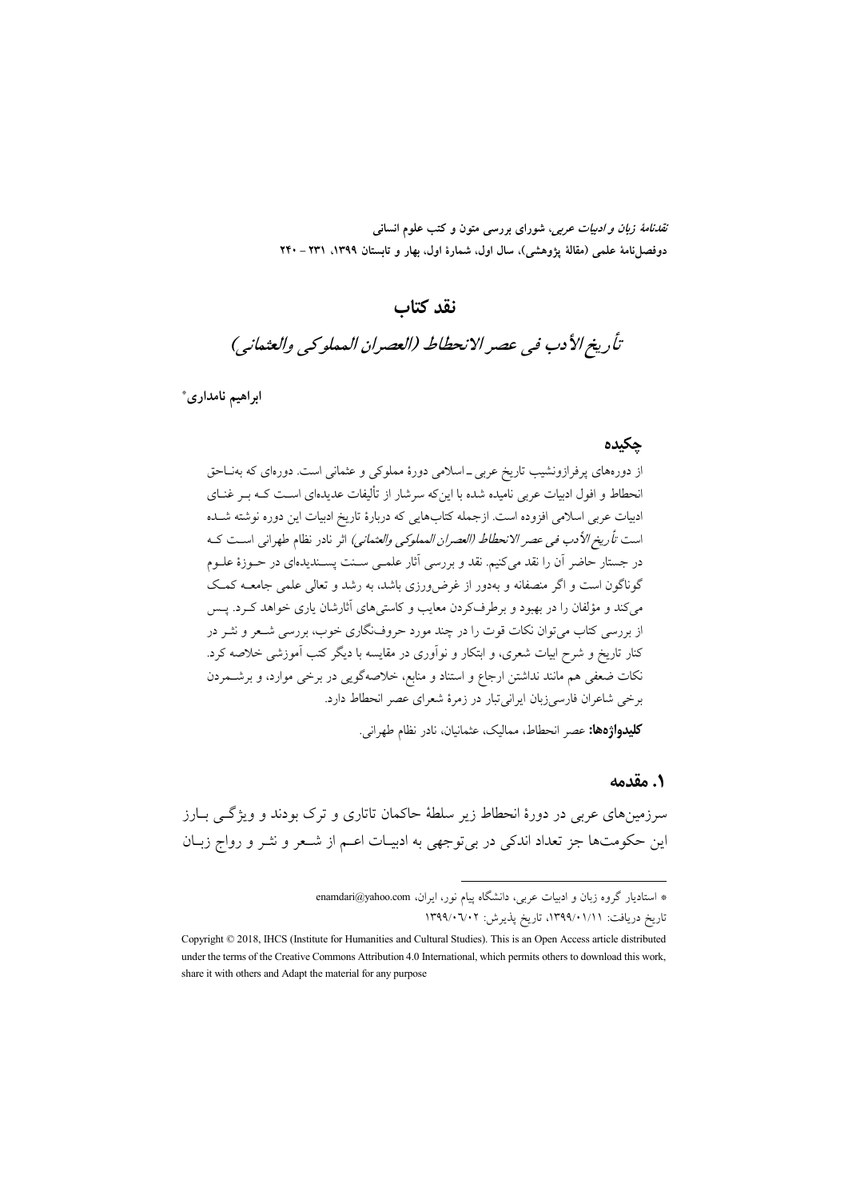# نقد کتاب

## *تأریخ الأدب فی عصر الانحطاط (العصران المملوکی والعثمانی)*

**ابراهیم نامداری***

### چکیده

از دوره‌های پرفرازونشیب تاریخ عربی ـ اسلامی دورهٔ مملوکی و عثمانی است. دوره‌ای که به‌ناحق انحطاط و افول ادبیات عربی نامیده شده با این‌که سرشار از تألیفات عدیده‌ای است که بر غنای ادبیات عربی اسلامی افزوده است. ازجمله کتاب‌هایی که دربارهٔ تاریخ ادبیات این دوره نوشته شده است *تأریخ الأدب فی عصر الانحطاط (العصران المملوکی والعثمانی)* اثر نادر نظام طهرانی است که در جستار حاضر آن را نقد می‌کنیم. نقد و بررسی آثار علمی سنت پسندیده‌ای در حوزهٔ علوم گوناگون است و اگر منصفانه و به‌دور از غرض‌ورزی باشد، به رشد و تعالی علمی جامعه کمک می‌کند و مؤلفان را در بهبود و برطرف‌کردن معایب و کاستی‌های آثارشان یاری خواهد کرد. پس از بررسی کتاب می‌توان نکات قوت آن را در چند مورد حروف‌نگاری خوب، بررسی شعر و نثر در کنار تاریخ و شرح ابیات شعری، و ابتکار و نوآوری در مقایسه با دیگر کتب آموزشی خلاصه کرد. نکات ضعفی هم مانند نداشتن ارجاع و استناد و منابع، خلاصه‌گویی در برخی موارد، و برشمردن برخی شاعران فارسی‌زبان ایرانی‌تبار در زمرهٔ شعرای عصر انحطاط دارد.

**کلیدواژه‌ها:** عصر انحطاط، ممالیک، عثمانیان، نادر نظام طهرانی.

### ۱. مقدمه

سرزمین‌های عربی در دورهٔ انحطاط زیر سلطهٔ حاکمان تاتاری و ترک بودند و ویژگی بارز این حکومت‌ها جز تعداد اندکی در بی‌توجهی به ادبیات اعم از شعر و نثر و رواج زبان

---

* استادیار گروه زبان و ادبیات عربی، دانشگاه پیام نور، ایران، enamdari@yahoo.com

تاریخ دریافت: ۱۳۹۹/۰۱/۱۱، تاریخ پذیرش: ۱۳۹۹/۰۶/۰۲

Copyright © 2018, IHCS (Institute for Humanities and Cultural Studies). This is an Open Access article distributed under the terms of the Creative Commons Attribution 4.0 International, which permits others to download this work, share it with others and Adapt the material for any purpose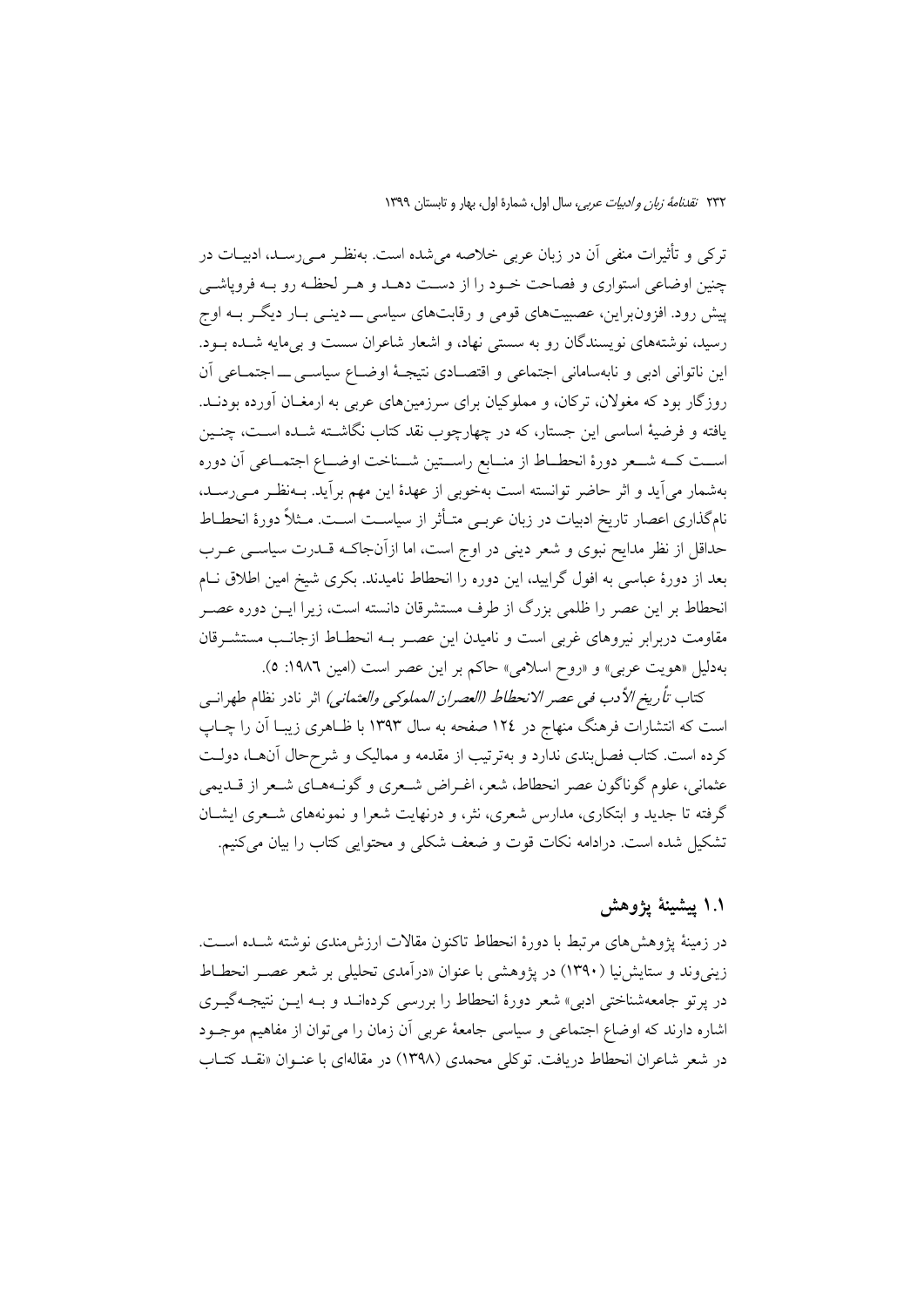ترکی و تأثیرات منفی آن در زبان عربی خلاصه می‌شده است. به‌نظر می‌رسد، ادبیات در چنین اوضاعی استواری و فصاحت خود را از دست دهد و هر لحظه رو به فروپاشی پیش رود. افزون‌براین، عصبیت‌های قومی و رقابت‌های سیاسی ـــ دینی بار دیگر به اوج رسید، نوشته‌های نویسندگان رو به سستی نهاد، و اشعار شاعران سست و بی‌مایه شده بود. این ناتوانی ادبی و نابه‌سامانی اجتماعی و اقتصادی نتیجهٔ اوضاع سیاسی ـــ اجتماعی آن روزگار بود که مغولان، ترکان، و مملوکیان برای سرزمین‌های عربی به ارمغان آورده بودند. یافته و فرضیهٔ اساسی این جستار، که در چهارچوب نقد کتاب نگاشته شده است، چنین است که شعر دورهٔ انحطاط از منابع راستین شناخت اوضاع اجتماعی آن دوره به‌شمار می‌آید و اثر حاضر توانسته است به‌خوبی از عهدهٔ این مهم برآید. به‌نظر می‌رسد، نام‌گذاری اعصار تاریخ ادبیات در زبان عربی متأثر از سیاست است. مثلاً دورهٔ انحطاط حداقل از نظر مدایح نبوی و شعر دینی در اوج است، اما ازآن‌جاکه قدرت سیاسی عرب بعد از دورهٔ عباسی به افول گرایید، این دوره را انحطاط نامیدند. بکری شیخ امین اطلاق نام انحطاط بر این عصر را ظلمی بزرگ از طرف مستشرقان دانسته است، زیرا این دوره عصر مقاومت دربرابر نیروهای غربی است و نامیدن این عصر به انحطاط ازجانب مستشرقان به‌دلیل «هویت عربی» و «روح اسلامی» حاکم بر این عصر است (امین ۱۹۸٦: ٥).

کتاب *تأریخ الأدب فی عصر الانحطاط (العصران المملوکی والعثمانی)* اثر نادر نظام طهرانی است که انتشارات فرهنگ منهاج در ۱۲٤ صفحه به سال ۱۳۹۳ با ظاهری زیبا آن را چاپ کرده است. کتاب فصل‌بندی ندارد و به‌ترتیب از مقدمه و ممالیک و شرح‌حال آن‌ها، دولت عثمانی، علوم گوناگون عصر انحطاط، شعر، اغراض شعری و گونه‌های شعر از قدیمی گرفته تا جدید و ابتکاری، مدارس شعری، نثر، و درنهایت شعرا و نمونه‌های شعری ایشان تشکیل شده است. درادامه نکات قوت و ضعف شکلی و محتوایی کتاب را بیان می‌کنیم.

## ۱.۱ پیشینهٔ پژوهش

در زمینهٔ پژوهش‌های مرتبط با دورهٔ انحطاط تاکنون مقالات ارزش‌مندی نوشته شده است. زینی‌وند و ستایش‌نیا (۱۳۹۰) در پژوهشی با عنوان «درآمدی تحلیلی بر شعر عصر انحطاط در پرتو جامعه‌شناختی ادبی» شعر دورهٔ انحطاط را بررسی کرده‌اند و به این نتیجه‌گیری اشاره دارند که اوضاع اجتماعی و سیاسی جامعهٔ عربی آن زمان را می‌توان از مفاهیم موجود در شعر شاعران انحطاط دریافت. توکلی محمدی (۱۳۹۸) در مقاله‌ای با عنوان «نقد کتاب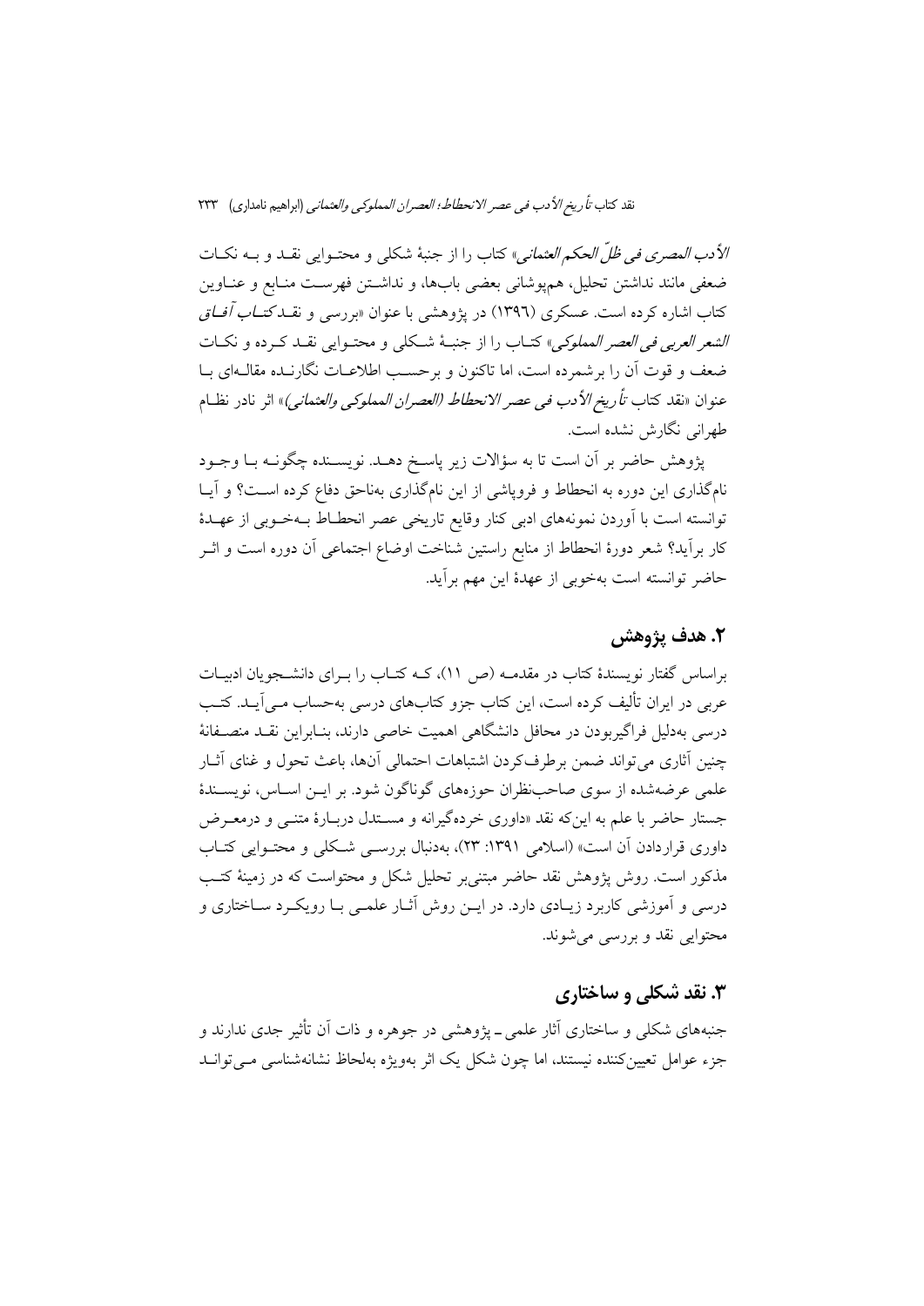*الأدب المصری فی ظلّ الحکم العثمانی*» کتاب را از جنبهٔ شکلی و محتوایی نقد و به نکات ضعفی مانند نداشتن تحلیل، هم‌پوشانی بعضی باب‌ها، و نداشتن فهرست منابع و عناوین کتاب اشاره کرده است. عسکری (۱۳۹٦) در پژوهشی با عنوان «بررسی و نقدکتاب *آفاق الشعر العربی فی العصر المملوکی*» کتاب را از جنبهٔ شکلی و محتوایی نقد کرده و نکات ضعف و قوت آن را برشمرده است، اما تاکنون و برحسب اطلاعات نگارنده مقاله‌ای با عنوان «نقد کتاب *تأریخ الأدب فی عصر الانحطاط (العصران المملوکی والعثمانی)*» اثر نادر نظام طهرانی نگارش نشده است.

پژوهش حاضر بر آن است تا به سؤالات زیر پاسخ دهد. نویسنده چگونه با وجود نام‌گذاری این دوره به انحطاط و فروپاشی از این نام‌گذاری به‌ناحق دفاع کرده است؟ و آیا توانسته است با آوردن نمونه‌های ادبی کنار وقایع تاریخی عصر انحطاط به‌خوبی از عهدهٔ کار برآید؟ شعر دورهٔ انحطاط از منابع راستین شناخت اوضاع اجتماعی آن دوره است و اثر حاضر توانسته است به‌خوبی از عهدهٔ این مهم برآید.

## ۲. هدف پژوهش

براساس گفتار نویسندهٔ کتاب در مقدمه (ص ۱۱)، که کتاب را برای دانشجویان ادبیات عربی در ایران تألیف کرده است، این کتاب جزو کتاب‌های درسی به‌حساب می‌آید. کتب درسی به‌دلیل فراگیربودن در محافل دانشگاهی اهمیت خاصی دارند، بنابراین نقد منصفانهٔ چنین آثاری می‌تواند ضمن برطرف‌کردن اشتباهات احتمالی آن‌ها، باعث تحول و غنای آثار علمی عرضه‌شده از سوی صاحب‌نظران حوزه‌های گوناگون شود. بر این اساس، نویسندهٔ جستار حاضر با علم به این‌که نقد «داوری خرده‌گیرانه و مستدل دربارهٔ متنی و درمعرض داوری قراردادن آن است» (اسلامی ۱۳۹۱: ۲۳)، به‌دنبال بررسی شکلی و محتوایی کتاب مذکور است. روش پژوهش نقد حاضر مبتنی‌بر تحلیل شکل و محتواست که در زمینهٔ کتب درسی و آموزشی کاربرد زیادی دارد. در این روش آثار علمی با رویکرد ساختاری و محتوایی نقد و بررسی می‌شوند.

## ۳. نقد شکلی و ساختاری

جنبه‌های شکلی و ساختاری آثار علمی ـ پژوهشی در جوهره و ذات آن تأثیر جدی ندارند و جزء عوامل تعیین‌کننده نیستند، اما چون شکل یک اثر به‌ویژه به‌لحاظ نشانه‌شناسی می‌تواند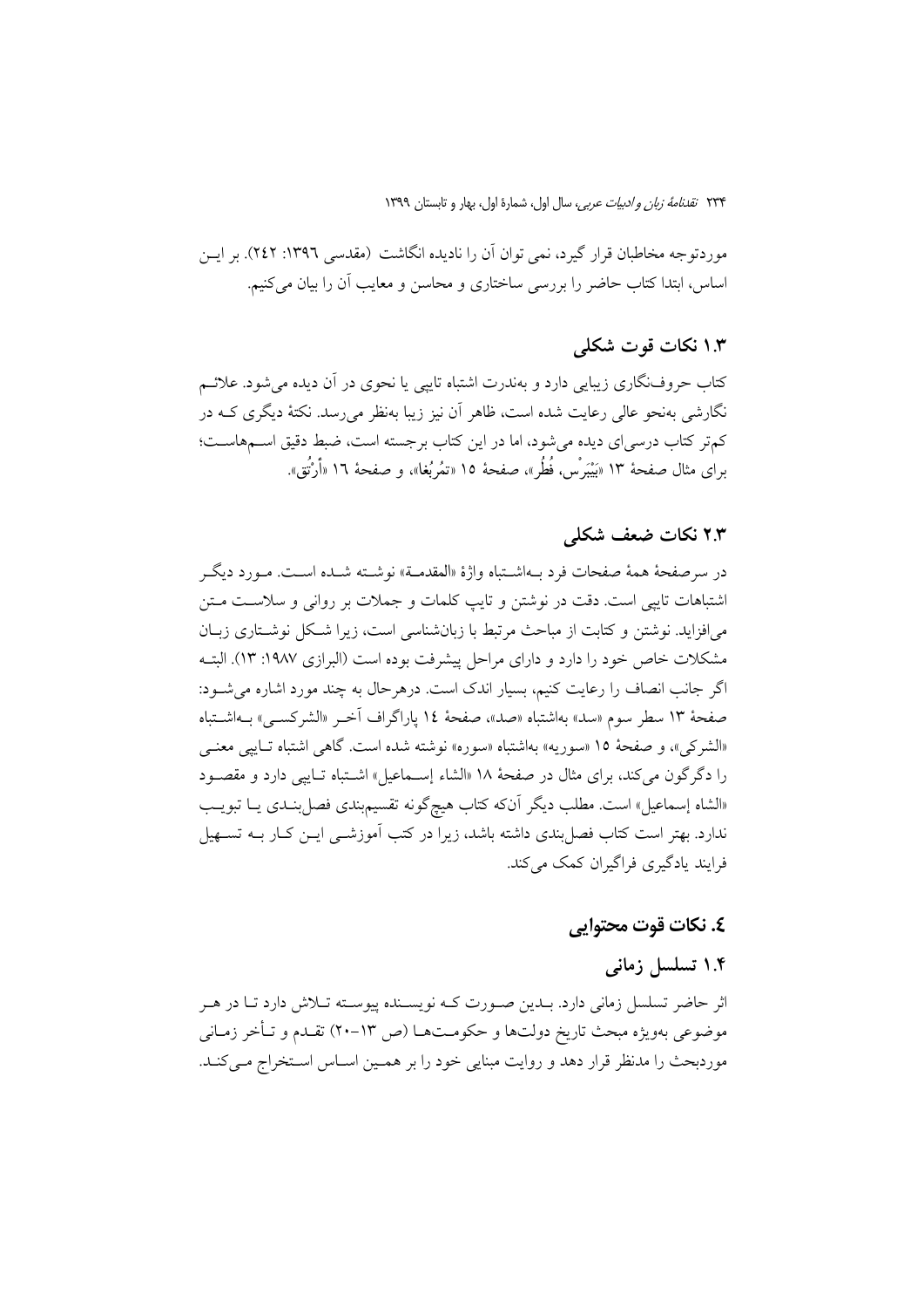موردتوجه مخاطبان قرار گیرد، نمی توان آن را نادیده انگاشت (مقدسی ۱۳۹۶: ۲۴۲). بر ایـن اساس، ابتدا کتاب حاضر را بررسی ساختاری و محاسن و معایب آن را بیان می‌کنیم.

### ۱.۳ نکات قوت شکلی

کتاب حروف‌نگاری زیبایی دارد و به‌ندرت اشتباه تایپی یا نحوی در آن دیده می‌شود. علائـم نگارشی به‌نحو عالی رعایت شده است، ظاهر آن نیز زیبا به‌نظر می‌رسد. نکتهٔ دیگری کـه در کم‌تر کتاب درسی‌ای دیده می‌شود، اما در این کتاب برجسته است، ضبط دقیق اسـم‌هاسـت؛ برای مثال صفحهٔ ۱۳ «بَیْبَرْس، قُطُز»، صفحهٔ ۱۵ «تمُربُغا»، و صفحهٔ ۱۶ «أُرْتُق».

### ۲.۳ نکات ضعف شکلی

در سرصفحهٔ همهٔ صفحات فرد بـه‌اشـتباه واژهٔ «المقدمـة» نوشـته شـده اسـت. مـورد دیگـر اشتباهات تایپی است. دقت در نوشتن و تایپ کلمات و جملات بر روانی و سلاسـت مـتن می‌افزاید. نوشتن و کتابت از مباحث مرتبط با زبان‌شناسی است، زیرا شـکل نوشـتاری زبـان مشکلات خاص خود را دارد و دارای مراحل پیشرفت بوده است (البرازی ۱۹۸۷: ۱۳). البتـه اگر جانب انصاف را رعایت کنیم، بسیار اندک است. درهرحال به چند مورد اشاره می‌شـود: صفحهٔ ۱۳ سطر سوم «سد» به‌اشتباه «صد»، صفحهٔ ۱۴ پاراگراف آخـر «الشرکسـی» بـه‌اشـتباه «الشرکی»، و صفحهٔ ۱۵ «سوریه» به‌اشتباه «سوره» نوشته شده است. گاهی اشتباه تـایپی معنـی را دگرگون می‌کند، برای مثال در صفحهٔ ۱۸ «الشاء إسـماعیل» اشـتباه تـایپی دارد و مقصـود «الشاه إسماعیل» است. مطلب دیگر آن‌که کتاب هیچ‌گونه تقسیم‌بندی فصل‌بنـدی یـا تبویـب ندارد. بهتر است کتاب فصل‌بندی داشته باشد، زیرا در کتب آموزشـی ایـن کـار بـه تسـهیل فرایند یادگیری فراگیران کمک می‌کند.

## ٤. نکات قوت محتوایی

### ۱.۴ تسلسل زمانی

اثر حاضر تسلسل زمانی دارد. بـدین صـورت کـه نویسـنده پیوسـته تـلاش دارد تـا در هـر موضوعی به‌ویژه مبحث تاریخ دولت‌ها و حکومـت‌هـا (ص ۱۳–۲۰) تقـدم و تـأخر زمـانی موردبحث را مدنظر قرار دهد و روایت مبنایی خود را بر همـین اسـاس اسـتخراج مـی‌کنـد.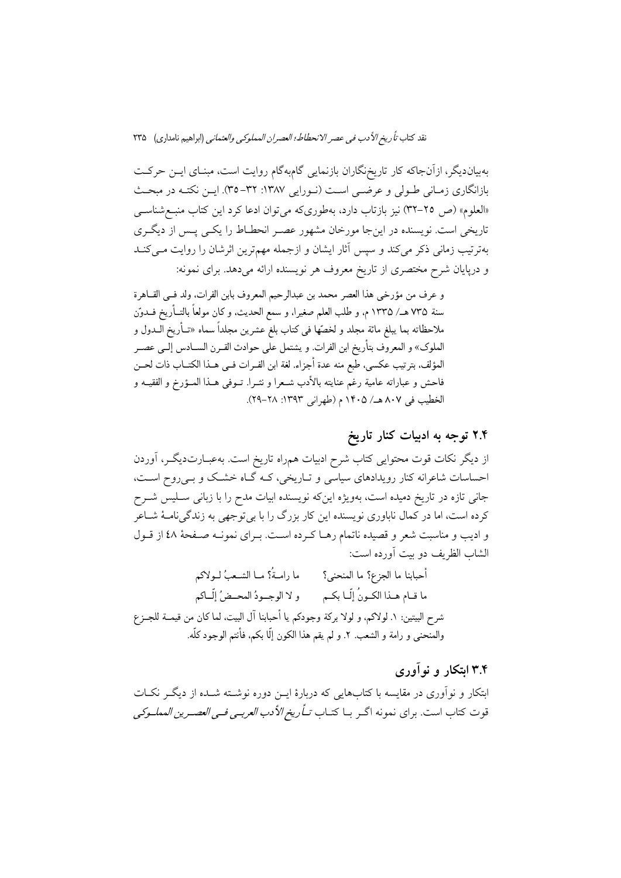به‌بیان‌دیگر، ازآن‌جاکه کار تاریخ‌نگاران بازنمایی گام‌به‌گام روایت است، مبنای این حرکت بازانگاری زمانی طولی و عرضی است (نورایی ۱۳۸۷: ۳۲-۳۵). این نکته در مبحث «العلوم» (ص ۲۵-۳۲) نیز بازتاب دارد، به‌طوری‌که می‌توان ادعا کرد این کتاب منبع‌شناسی تاریخی است. نویسنده در این‌جا مورخان مشهور عصر انحطاط را یکی پس از دیگری به‌ترتیب زمانی ذکر می‌کند و سپس آثار ایشان و ازجمله مهم‌ترین اثرشان را روایت می‌کند و درپایان شرح مختصری از تاریخ معروف هر نویسنده ارائه می‌دهد. برای نمونه:

> و عرف من مؤرخي هذا العصر محمد بن عبدالرحيم المعروف بابن الفرات، ولد في القاهرة سنة ٧٣٥ هـ/ ١٣٣٥ م، و طلب العلم صغيرا، و سمع الحديث، و كان مولعاً بالتأريخ فدوّن ملاحظاته بما يبلغ مائة مجلد و لخصّها في كتاب بلغ عشرين مجلداً سماه «تأريخ الدول و الملوك» و المعروف بتأريخ ابن الفرات. و يشتمل على حوادث القرن السادس إلى عصر المؤلف، بترتيب عكسي، طبع منه عدة أجزاء. لغة ابن الفرات في هذا الكتاب ذات لحن فاحش و عباراته عامية رغم عنايته بالأدب شعرا و نثرا. توفي هذا المؤرخ و الفقيه و الخطيب في ٨٠٧ هـ/ ١٤٠٥ م (طهرانی ۱۳۹۳: ۲۸-۲۹).

## ۲.۴ توجه به ادبیات کنار تاریخ

از دیگر نکات قوت محتوایی کتاب شرح ادبیات همراه تاریخ است. به‌عبارت‌دیگر، آوردن احساسات شاعرانه کنار رویدادهای سیاسی و تاریخی، که گاه خشک و بی‌روح است، جانی تازه در تاریخ دمیده است، به‌ویژه این‌که نویسنده ابیات مدح را با زبانی سلیس شرح کرده است، اما در کمال ناباوری نویسنده این کار بزرگ را با بی‌توجهی به زندگی‌نامهٔ شاعر و ادیب و مناسبت شعر و قصیده ناتمام رها کرده است. برای نمونه صفحهٔ ٤٨ از قول الشاب الظریف دو بیت آورده است:

> أحبابنا ما الجزع؟ ما المنحنى؟ ما رامةُ؟ ما الشعبُ لولاكم
>
> ما قام هذا الكونُ إلّا بكم و لا الوجودُ المحضُ إلّاكم

شرح البيتين: ١. لولاكم، و لولا بركة وجودكم يا أحبابنا آل البيت، لما كان من قيمة للجزع والمنحنى و رامة و الشعب. ٢. و لم يقم هذا الكون إلّا بكم، فأنتم الوجود كلّه.

## ۳.۴ ابتکار و نوآوری

ابتکار و نوآوری در مقایسه با کتاب‌هایی که دربارهٔ این دوره نوشته شده از دیگر نکات قوت کتاب است. برای نمونه اگر با کتاب *تأريخ الأدب العربي في العصرين المملوكي*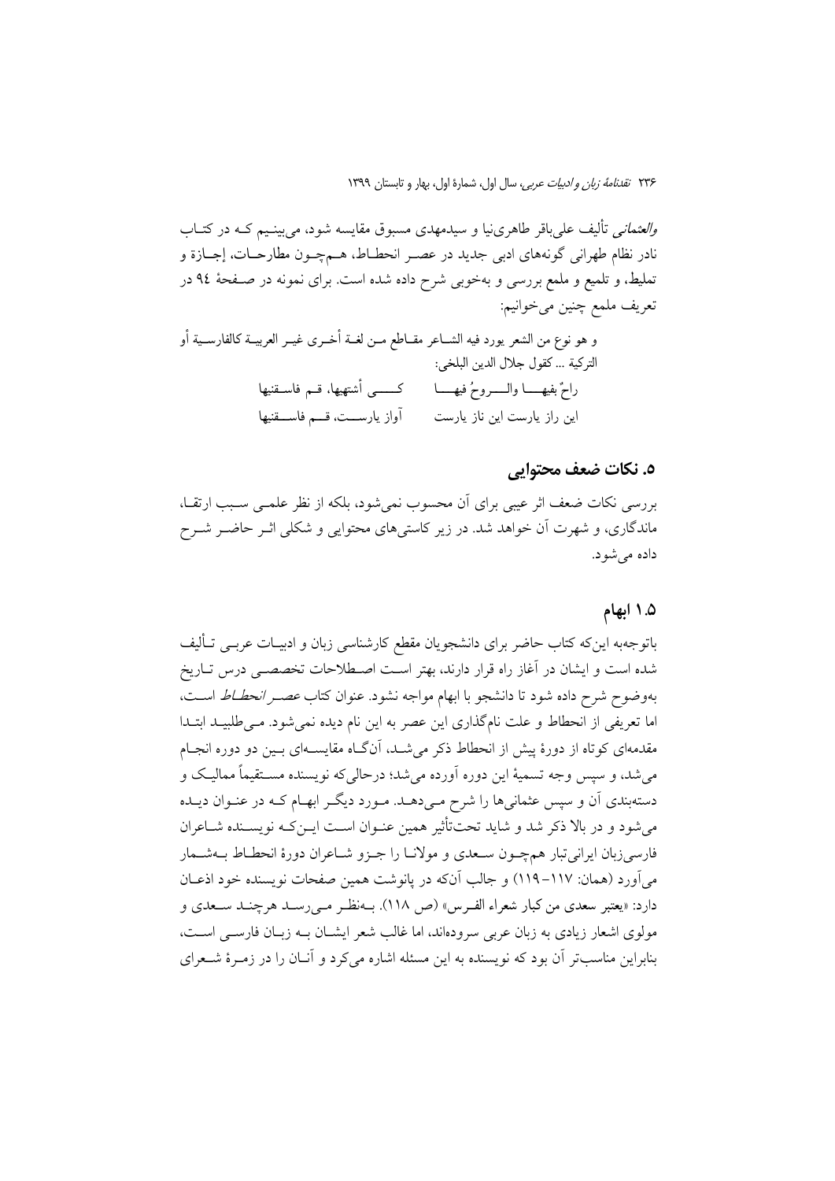*والعثمانی* تألیف علی‌باقر طاهری‌نیا و سیدمهدی مسبوق مقایسه شود، می‌بینیم کـه در کتـاب نادر نظام طهرانی گونه‌های ادبی جدید در عصـر انحطـاط، هـم‌چـون مطارحـات، إجـازة و تملیط، و تلمیع و ملمع بررسی و به‌خوبی شرح داده شده است. برای نمونه در صـفحهٔ ٩٤ در تعریف ملمع چنین می‌خوانیم:

و هو نوع من الشعر یورد فیه الشـاعر مقـاطع مـن لغـة أخـری غیـر العربیـة کالفارسـیة أو الترکیة ... کقول جلال الدین البلخي:

راحٌ بفیهـــا والـــروحُ فیهـــا ‌ ‌ ‌ کـــي أشتهیها، قـم فاسـقنیها

این راز یارست این ناز یارست ‌ ‌ ‌ آواز یارســت، قـم فاســقنیها

## ۵. نکات ضعف محتوایی

بررسی نکات ضعف اثر عیبی برای آن محسوب نمی‌شود، بلکه از نظر علمـی سـبب ارتقـا، ماندگاری، و شهرت آن خواهد شد. در زیر کاستی‌های محتوایی و شکلی اثـر حاضـر شـرح داده می‌شود.

### ۱.۵ ابهام

باتوجه‌به این‌که کتاب حاضر برای دانشجویان مقطع کارشناسی زبان و ادبیـات عربـی تـألیف شده است و ایشان در آغاز راه قرار دارند، بهتر اسـت اصـطلاحات تخصصـی درس تـاریخ به‌وضوح شرح داده شود تا دانشجو با ابهام مواجه نشود. عنوان کتاب *عصـر انحطـاط* اسـت، اما تعریفی از انحطاط و علت نام‌گذاری این عصر به این نام دیده نمی‌شود. مـی‌طلبیـد ابتـدا مقدمه‌ای کوتاه از دورهٔ پیش از انحطاط ذکر می‌شـد، آن‌گـاه مقایسـه‌ای بـین دو دوره انجـام می‌شد، و سپس وجه تسمیهٔ این دوره آورده می‌شد؛ درحالی‌که نویسنده مسـتقیماً ممالیـک و دسته‌بندی آن و سپس عثمانی‌ها را شرح مـی‌دهـد. مـورد دیگـر ابهـام کـه در عنـوان دیـده می‌شود و در بالا ذکر شد و شاید تحت‌تأثیر همین عنـوان اسـت ایـن‌کـه نویسـنده شـاعران فارسی‌زبان ایرانی‌تبار هم‌چـون سـعدی و مولانـا را جـزو شـاعران دورهٔ انحطـاط بـه‌شـمار می‌آورد (همان: ۱۱۷-۱۱۹) و جالب آن‌که در پانوشت همین صفحات نویسنده خود اذعـان دارد: «یعتبر سعدی من کبار شعراء الفـرس» (ص ١١٨). بـه‌نظـر مـی‌رسـد هرچنـد سـعدی و مولوی اشعار زیادی به زبان عربی سروده‌اند، اما غالب شعر ایشـان بـه زبـان فارسـی اسـت، بنابراین مناسب‌تر آن بود که نویسنده به این مسئله اشاره می‌کرد و آنـان را در زمـرهٔ شـعرای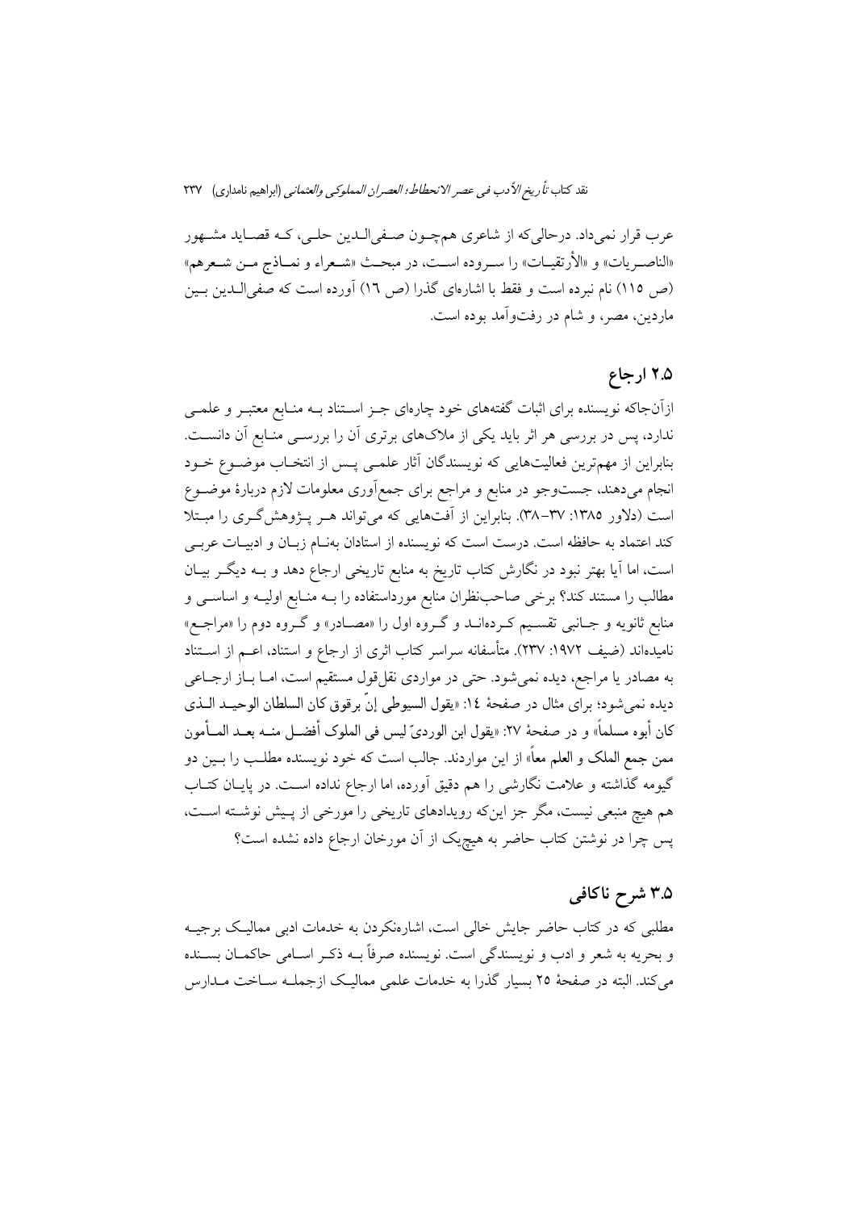عرب قرار نمی‌داد. درحالی‌که از شاعری هم‌چـون صـفی‌الـدین حلـی، کـه قصـاید مشـهور «الناصـریات» و «الأرتقیـات» را سـروده اسـت، در مبحـث «شـعراء و نمـاذج مـن شـعرهم» (ص ١١٥) نام نبرده است و فقط با اشاره‌ای گذرا (ص ١٦) آورده است که صفی‌الـدین بـین ماردین، مصر، و شام در رفت‌وآمد بوده است.

## ٢.٥ ارجاع

ازآن‌جاکه نویسنده برای اثبات گفته‌های خود چاره‌ای جـز اسـتناد بـه منـابع معتبـر و علمـی ندارد، پس در بررسی هر اثر باید یکی از ملاک‌های برتری آن را بررسـی منـابع آن دانسـت. بنابراین از مهم‌ترین فعالیت‌هایی که نویسندگان آثار علمـی پـس از انتخـاب موضـوع خـود انجام می‌دهند، جست‌وجو در منابع و مراجع برای جمع‌آوری معلومات لازم دربارهٔ موضـوع است (دلاور ١٣٨٥: ٣٧-٣٨). بنابراین از آفت‌هایی که می‌تواند هـر پـژوهش‌گـری را مبـتلا کند اعتماد به حافظه است. درست است که نویسنده از استادان به‌نـام زبـان و ادبیـات عربـی است، اما آیا بهتر نبود در نگارش کتاب تاریخ به منابع تاریخی ارجاع دهد و بـه دیگـر بیـان مطالب را مستند کند؟ برخی صاحب‌نظران منابع مورداستفاده را بـه منـابع اولیـه و اساسـی و منابع ثانویه و جـانبی تقسـیم کـرده‌انـد و گـروه اول را «مصـادر» و گـروه دوم را «مراجـع» نامیده‌اند (ضیف ١٩٧٢: ٢٣٧). متأسفانه سراسر کتاب اثری از ارجاع و استناد، اعـم از اسـتناد به مصادر یا مراجع، دیده نمی‌شود. حتی در مواردی نقل‌قول مستقیم است، امـا بـاز ارجـاعی دیده نمی‌شود؛ برای مثال در صفحهٔ ١٤: «یقول السیوطی إنّ برقوق کان السلطان الوحیـد الـذی کان أبوه مسلماً» و در صفحهٔ ٢٧: «یقول ابن الوردیّ لیس فی الملوک أفضـل منـه بعـد المـأمون ممن جمع الملک و العلم معاً» از این مواردند. جالب است که خود نویسنده مطلـب را بـین دو گیومه گذاشته و علامت نگارشی را هم دقیق آورده، اما ارجاع نداده اسـت. در پایـان کتـاب هم هیچ منبعی نیست، مگر جز این‌که رویدادهای تاریخی را مورخی از پـیش نوشـته اسـت، پس چرا در نوشتن کتاب حاضر به هیچ‌یک از آن مورخان ارجاع داده نشده است؟

## ٣.٥ شرح ناکافی

مطلبی که در کتاب حاضر جایش خالی است، اشاره‌نکردن به خدمات ادبی ممالیـک برجیـه و بحریه به شعر و ادب و نویسندگی است. نویسنده صرفاً بـه ذکـر اسـامی حاکمـان بسـنده می‌کند. البته در صفحهٔ ٢٥ بسیار گذرا به خدمات علمی ممالیـک ازجملـه سـاخت مـدارس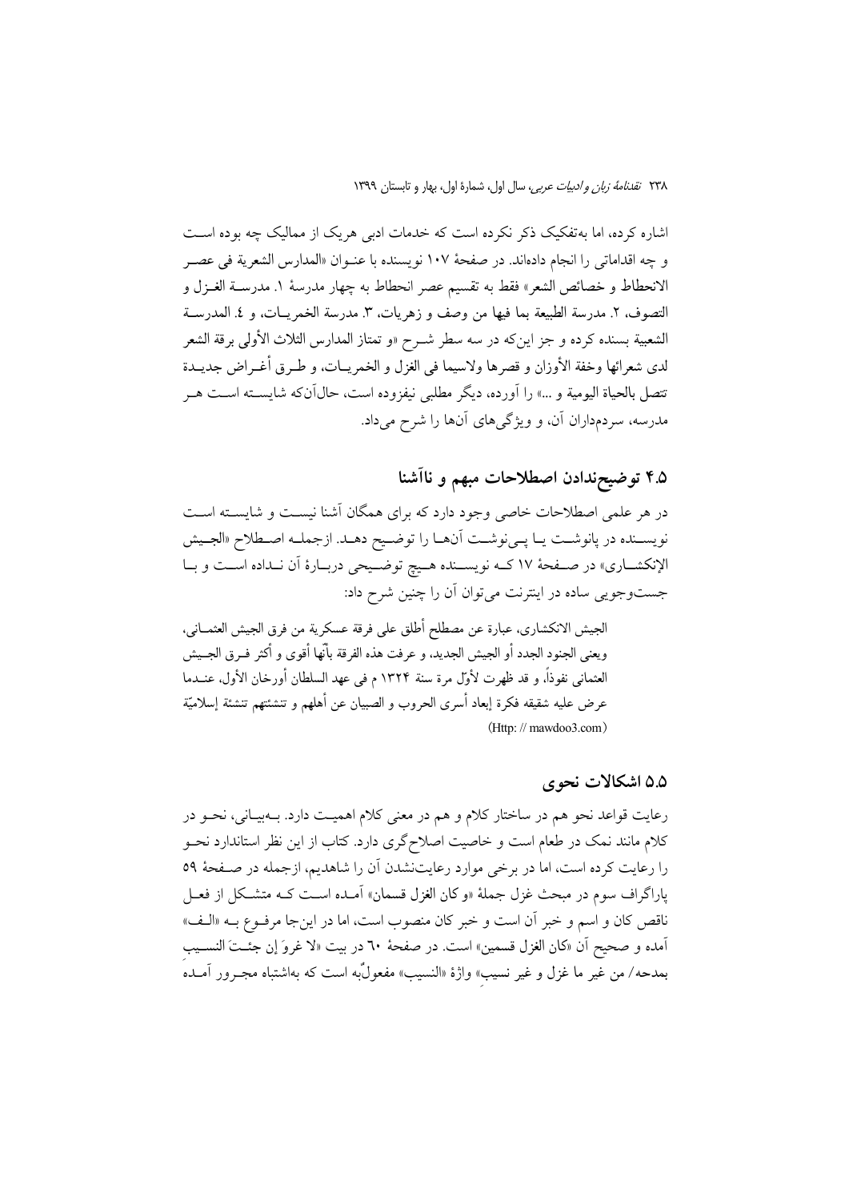اشاره کرده، اما به‌تفکیک ذکر نکرده است که خدمات ادبی هریک از ممالیک چه بوده است و چه اقداماتی را انجام داده‌اند. در صفحهٔ ۱۰۷ نویسنده با عنوان «المدارس الشعرية فی عصر الانحطاط و خصائص الشعر» فقط به تقسیم عصر انحطاط به چهار مدرسهٔ ۱. مدرسة الغزل و التصوف، ۲. مدرسة الطبيعة بما فيها من وصف و زهريات، ۳. مدرسة الخمريات، و ٤. المدرسة الشعبية بسنده کرده و جز این‌که در سه سطر شرح «و تمتاز المدارس الثلاث الأولى برقة الشعر لدى شعرائها وخفة الأوزان و قصرها ولاسيما فى الغزل و الخمريات، و طرق أغراض جديدة تتصل بالحياة اليومية و ...» را آورده، دیگر مطلبی نیفزوده است، حال‌آن‌که شایسته است هر مدرسه، سردمداران آن، و ویژگی‌های آن‌ها را شرح می‌داد.

## ۴.۵ توضیح‌ندادن اصطلاحات مبهم و ناآشنا

در هر علمی اصطلاحات خاصی وجود دارد که برای همگان آشنا نیست و شایسته است نویسنده در پانوشت یا پی‌نوشت آن‌ها را توضیح دهد. ازجمله اصطلاح «الجيش الإنكشاري» در صفحهٔ ۱۷ که نویسنده هیچ توضیحی دربارهٔ آن نداده است و با جست‌وجویی ساده در اینترنت می‌توان آن را چنین شرح داد:

> الجيش الانكشاري، عبارة عن مصطلح أُطلق على فرقة عسكرية من فرق الجيش العثمانى، ويعنى الجنود الجدد أو الجيش الجديد، و عرفت هذه الفرقة بأنّها أقوى و أكثر فرق الجيش العثمانى نفوذاً، و قد ظهرت لأوّل مرة سنة ۱۳۲۴ م فى عهد السلطان أورخان الأول، عندما عرض عليه شقيقه فكرة إبعاد أسرى الحروب و الصبيان عن أهلهم و تنشئتهم تنشئة إسلاميّة
> (Http: // mawdoo3.com)

## ۵.۵ اشکالات نحوی

رعایت قواعد نحو هم در ساختار کلام و هم در معنی کلام اهمیت دارد. به‌بیانی، نحو در کلام مانند نمک در طعام است و خاصیت اصلاح‌گری دارد. کتاب از این نظر استاندارد نحو را رعایت کرده است، اما در برخی موارد رعایت‌نشدن آن را شاهدیم، ازجمله در صفحهٔ ۵۹ پاراگراف سوم در مبحث غزل جملهٔ «و كان الغزل قسمان» آمده است که متشکل از فعل ناقص کان و اسم و خبر آن است و خبر کان منصوب است، اما در این‌جا مرفوع به «الف» آمده و صحیح آن «كان الغزل قسمين» است. در صفحهٔ ٦٠ در بیت «لا غروَ إن جئتَ النسيبِ بمدحه/ من غير ما غزل و غير نسيبِ» واژهٔ «النسيب» مفعول‌به است که به‌اشتباه مجرور آمده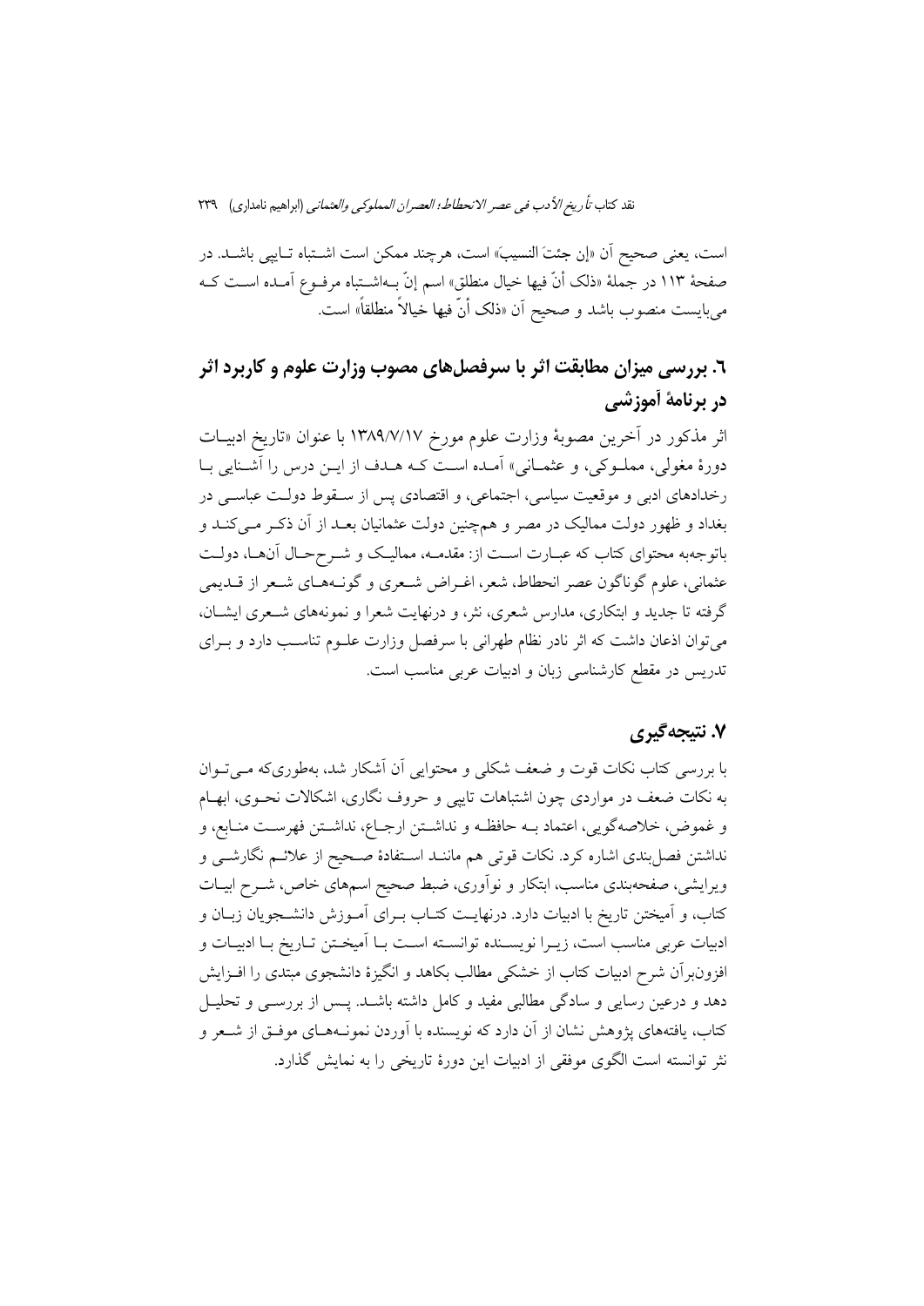است، یعنی صحیح آن «إن جئتَ النسیبَ» است، هرچند ممکن است اشـتباه تـایپی باشـد. در صفحهٔ ۱۱۳ در جملهٔ «ذلک أنّ فیها خیال منطلق» اسم إنّ بـه‌اشـتباه مرفـوع آمـده اسـت کـه می‌بایست منصوب باشد و صحیح آن «ذلک أنّ فیها خیالاً منطلقاً» است.

## ٦. بررسی میزان مطابقت اثر با سرفصل‌های مصوب وزارت علوم و کاربرد اثر در برنامهٔ آموزشی

اثر مذکور در آخرین مصوبهٔ وزارت علوم مورخ ۱۳۸۹/۷/۱۷ با عنوان «تاریخ ادبیـات دورهٔ مغولی، مملـوکی، و عثمـانی» آمـده اسـت کـه هـدف از ایـن درس را آشـنایی بـا رخدادهای ادبی و موقعیت سیاسی، اجتماعی، و اقتصادی پس از سـقوط دولـت عباسـی در بغداد و ظهور دولت ممالیک در مصر و همچنین دولت عثمانیان بعـد از آن ذکـر مـی‌کنـد و باتوجه‌به محتوای کتاب که عبـارت اسـت از: مقدمـه، ممالیـک و شـرح‌حـال آن‌هـا، دولـت عثمانی، علوم گوناگون عصر انحطاط، شعر، اغـراض شـعری و گونـه‌هـای شـعر از قـدیمی گرفته تا جدید و ابتکاری، مدارس شعری، نثر، و درنهایت شعرا و نمونه‌های شـعری ایشـان، می‌توان اذعان داشت که اثر نادر نظام طهرانی با سرفصل وزارت علـوم تناسـب دارد و بـرای تدریس در مقطع کارشناسی زبان و ادبیات عربی مناسب است.

## ۷. نتیجه‌گیری

با بررسی کتاب نکات قوت و ضعف شکلی و محتوایی آن آشکار شد، به‌طوری‌که مـی‌تـوان به نکات ضعف در مواردی چون اشتباهات تایپی و حروف نگاری، اشکالات نحـوی، ابهـام و غموض، خلاصه‌گویی، اعتماد بـه حافظـه و نداشـتن ارجـاع، نداشـتن فهرسـت منـابع، و نداشتن فصل‌بندی اشاره کرد. نکات قوتی هم ماننـد اسـتفادهٔ صـحیح از علائـم نگارشـی و ویرایشی، صفحه‌بندی مناسب، ابتکار و نوآوری، ضبط صحیح اسم‌های خاص، شـرح ابیـات کتاب، و آمیختن تاریخ با ادبیات دارد. درنهایـت کتـاب بـرای آمـوزش دانشـجویان زبـان و ادبیات عربی مناسب است، زیـرا نویسـنده توانسـته اسـت بـا آمیخـتن تـاریخ بـا ادبیـات و افزون‌برآن شرح ادبیات کتاب از خشکی مطالب بکاهد و انگیزهٔ دانشجوی مبتدی را افـزایش دهد و درعین رسایی و سادگی مطالبی مفید و کامل داشته باشـد. پـس از بررسـی و تحلیـل کتاب، یافته‌های پژوهش نشان از آن دارد که نویسنده با آوردن نمونـه‌هـای موفـق از شـعر و نثر توانسته است الگوی موفقی از ادبیات این دورهٔ تاریخی را به نمایش گذارد.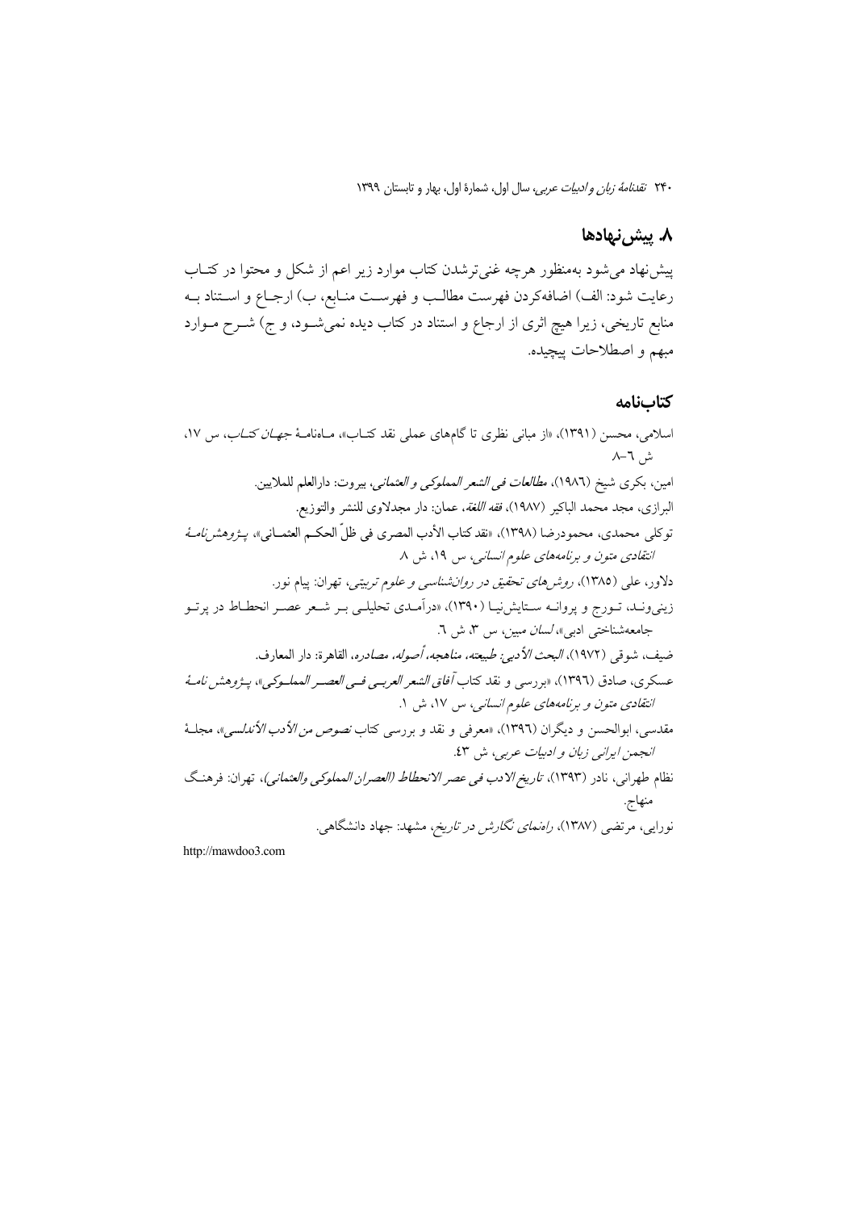## ۸. پیشنهادها

پیشنهاد می‌شود به‌منظور هرچه غنی‌ترشدن کتاب موارد زیر اعم از شکل و محتوا در کتاب رعایت شود: الف) اضافه‌کردن فهرست مطالب و فهرست منابع، ب) ارجاع و استناد به منابع تاریخی، زیرا هیچ اثری از ارجاع و استناد در کتاب دیده نمی‌شود، و ج) شرح موارد مبهم و اصطلاحات پیچیده.

## کتاب‌نامه

اسلامی، محسن (۱۳۹۱)، «از مبانی نظری تا گام‌های عملی نقد کتاب»، ماه‌نامهٔ *جهان کتاب*، س ۱۷، ش ۶–۸.

امین، بکری شیخ (۱۹۸۶)، *مطالعات فی الشعر المملوکی و العثمانی*، بیروت: دارالعلم للملایین.

البرازی، مجد محمد الباکیر (۱۹۸۷)، *فقه اللغة*، عمان: دار مجدلاوی للنشر والتوزیع.

توکلی محمدی، محمودرضا (۱۳۹۸)، «نقد کتاب الأدب المصری فی ظلّ الحکم العثمانی»، *پژوهش‌نامهٔ انتقادی متون و برنامه‌های علوم انسانی*، س ۱۹، ش ۸.

دلاور، علی (۱۳۸۵)، *روش‌های تحقیق در روان‌شناسی و علوم تربیتی*، تهران: پیام نور.

زینی‌وند، تورج و پروانه ستایش‌نیا (۱۳۹۰)، «درآمدی تحلیلی بر شعر عصر انحطاط در پرتو جامعه‌شناختی ادبی»، *لسان مبین*، س ۳، ش ۶.

ضیف، شوقی (۱۹۷۲)، *البحث الأدبی: طبیعته، مناهجه، أصوله، مصادره*، القاهرة: دار المعارف.

عسکری، صادق (۱۳۹۶)، «بررسی و نقد کتاب *آفاق الشعر العربی فی العصر المملوکی*»، *پژوهش‌نامهٔ انتقادی متون و برنامه‌های علوم انسانی*، س ۱۷، ش ۱.

مقدسی، ابوالحسن و دیگران (۱۳۹۶)، «معرفی و نقد و بررسی کتاب *نصوص من الأدب الأندلسی*»، مجلهٔ *انجمن ایرانی زبان و ادبیات عربی*، ش ۴۳.

نظام طهرانی، نادر (۱۳۹۳)، *تاریخ الادب فی عصر الانحطاط (العصران المملوکی والعثمانی)*، تهران: فرهنگ منهاج.

نورایی، مرتضی (۱۳۸۷)، *راهنمای نگارش در تاریخ*، مشهد: جهاد دانشگاهی.

http://mawdoo3.com